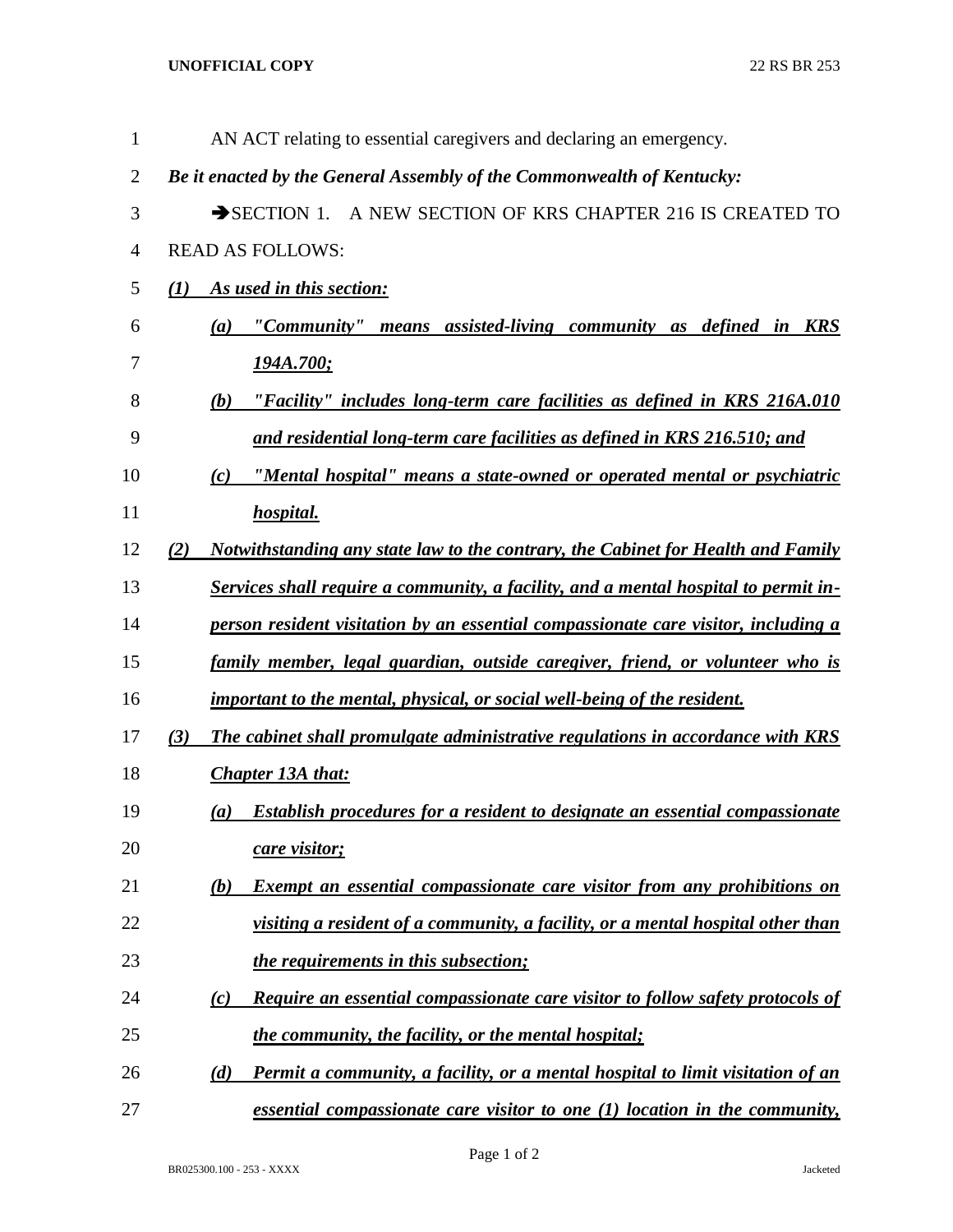AN ACT relating to essential caregivers and declaring an emergency.

***Be it enacted by the General Assembly of the Commonwealth of Kentucky:***

➔SECTION 1. A NEW SECTION OF KRS CHAPTER 216 IS CREATED TO READ AS FOLLOWS:

***(1) As used in this section:***

***(a) "Community" means assisted-living community as defined in KRS 194A.700;***

***(b) "Facility" includes long-term care facilities as defined in KRS 216A.010 and residential long-term care facilities as defined in KRS 216.510; and***

***(c) "Mental hospital" means a state-owned or operated mental or psychiatric hospital.***

***(2) Notwithstanding any state law to the contrary, the Cabinet for Health and Family Services shall require a community, a facility, and a mental hospital to permit in-person resident visitation by an essential compassionate care visitor, including a family member, legal guardian, outside caregiver, friend, or volunteer who is important to the mental, physical, or social well-being of the resident.***

***(3) The cabinet shall promulgate administrative regulations in accordance with KRS Chapter 13A that:***

***(a) Establish procedures for a resident to designate an essential compassionate care visitor;***

***(b) Exempt an essential compassionate care visitor from any prohibitions on visiting a resident of a community, a facility, or a mental hospital other than the requirements in this subsection;***

***(c) Require an essential compassionate care visitor to follow safety protocols of the community, the facility, or the mental hospital;***

***(d) Permit a community, a facility, or a mental hospital to limit visitation of an essential compassionate care visitor to one (1) location in the community,***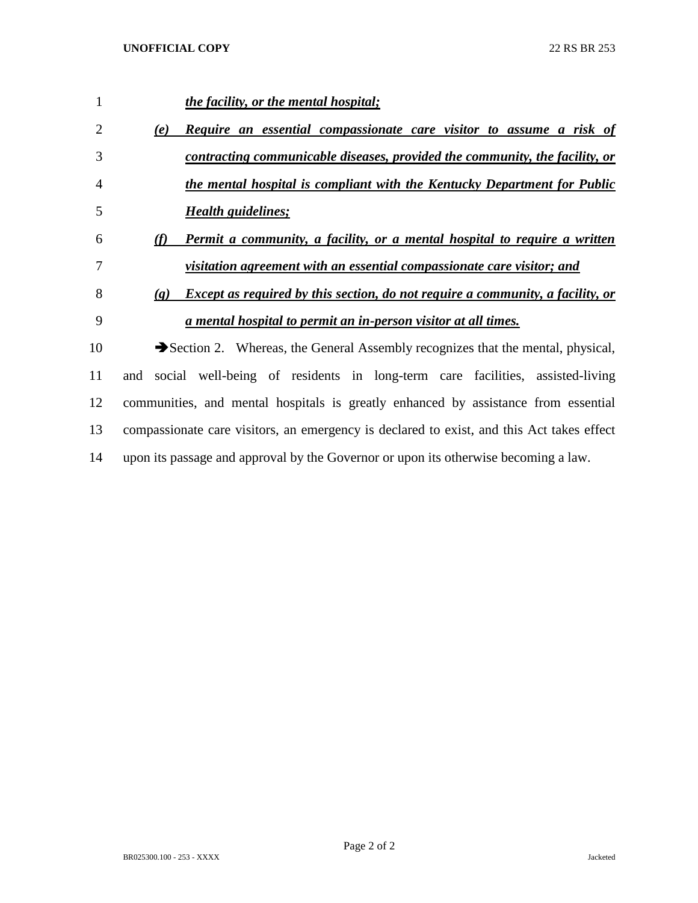***the facility, or the mental hospital;***

***(e) Require an essential compassionate care visitor to assume a risk of contracting communicable diseases, provided the community, the facility, or the mental hospital is compliant with the Kentucky Department for Public Health guidelines;***

***(f) Permit a community, a facility, or a mental hospital to require a written visitation agreement with an essential compassionate care visitor; and***

***(g) Except as required by this section, do not require a community, a facility, or a mental hospital to permit an in-person visitor at all times.***

➔Section 2. Whereas, the General Assembly recognizes that the mental, physical, and social well-being of residents in long-term care facilities, assisted-living communities, and mental hospitals is greatly enhanced by assistance from essential compassionate care visitors, an emergency is declared to exist, and this Act takes effect upon its passage and approval by the Governor or upon its otherwise becoming a law.